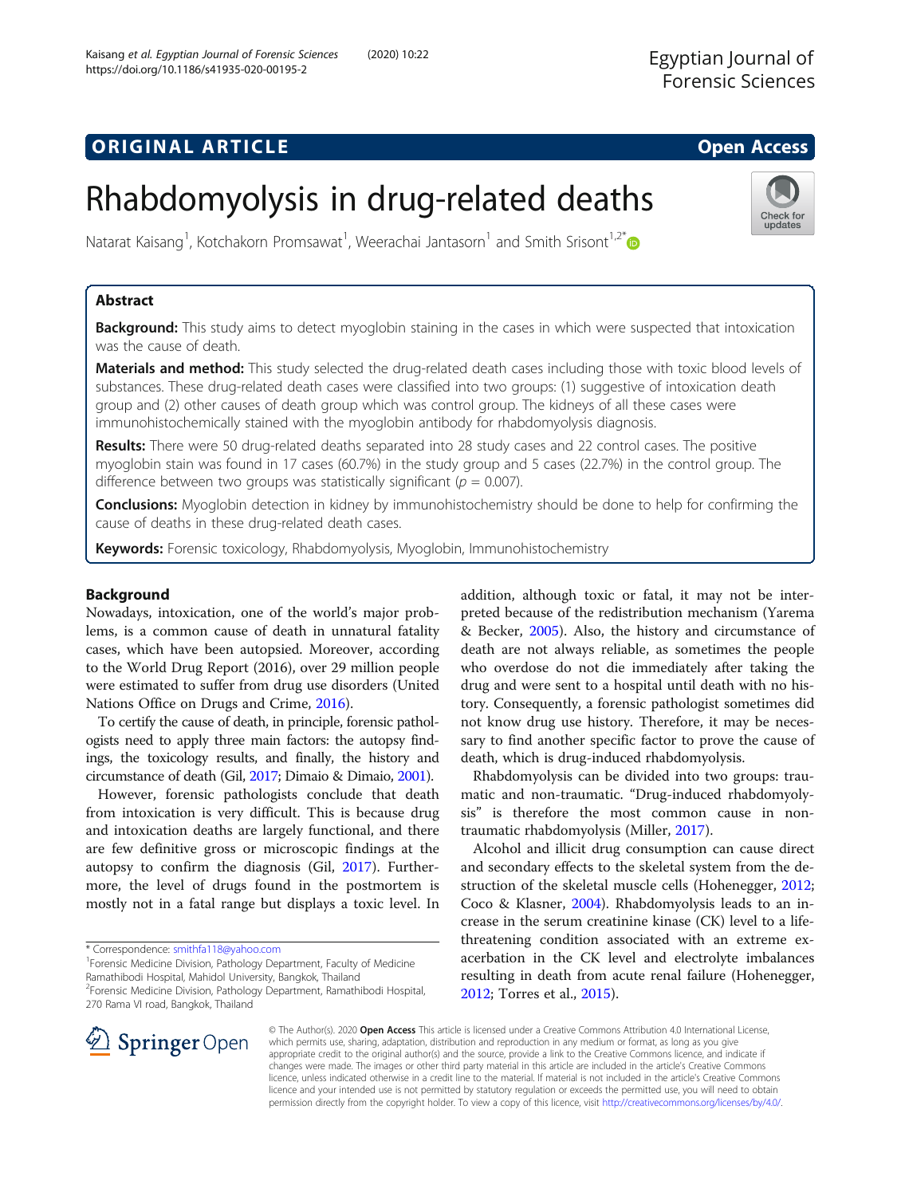# Rhabdomyolysis in drug-related deaths

Natarat Kaisang[1], Kotchakorn Promsawat[1], Weerachai Jantasorn[1] and Smith Srisont[1,2*]

## Abstract

**Background:** This study aims to detect myoglobin staining in the cases in which were suspected that intoxication was the cause of death.

**Materials and method:** This study selected the drug-related death cases including those with toxic blood levels of substances. These drug-related death cases were classified into two groups: (1) suggestive of intoxication death group and (2) other causes of death group which was control group. The kidneys of all these cases were immunohistochemically stained with the myoglobin antibody for rhabdomyolysis diagnosis.

**Results:** There were 50 drug-related deaths separated into 28 study cases and 22 control cases. The positive myoglobin stain was found in 17 cases (60.7%) in the study group and 5 cases (22.7%) in the control group. The difference between two groups was statistically significant ($p = 0.007$).

**Conclusions:** Myoglobin detection in kidney by immunohistochemistry should be done to help for confirming the cause of deaths in these drug-related death cases.

**Keywords:** Forensic toxicology, Rhabdomyolysis, Myoglobin, Immunohistochemistry

## Background

Nowadays, intoxication, one of the world's major problems, is a common cause of death in unnatural fatality cases, which have been autopsied. Moreover, according to the World Drug Report (2016), over 29 million people were estimated to suffer from drug use disorders (United Nations Office on Drugs and Crime, 2016).

To certify the cause of death, in principle, forensic pathologists need to apply three main factors: the autopsy findings, the toxicology results, and finally, the history and circumstance of death (Gil, 2017; Dimaio & Dimaio, 2001).

However, forensic pathologists conclude that death from intoxication is very difficult. This is because drug and intoxication deaths are largely functional, and there are few definitive gross or microscopic findings at the autopsy to confirm the diagnosis (Gil, 2017). Furthermore, the level of drugs found in the postmortem is mostly not in a fatal range but displays a toxic level. In addition, although toxic or fatal, it may not be interpreted because of the redistribution mechanism (Yarema & Becker, 2005). Also, the history and circumstance of death are not always reliable, as sometimes the people who overdose do not die immediately after taking the drug and were sent to a hospital until death with no history. Consequently, a forensic pathologist sometimes did not know drug use history. Therefore, it may be necessary to find another specific factor to prove the cause of death, which is drug-induced rhabdomyolysis.

Rhabdomyolysis can be divided into two groups: traumatic and non-traumatic. "Drug-induced rhabdomyolysis" is therefore the most common cause in non-traumatic rhabdomyolysis (Miller, 2017).

Alcohol and illicit drug consumption can cause direct and secondary effects to the skeletal system from the destruction of the skeletal muscle cells (Hohenegger, 2012; Coco & Klasner, 2004). Rhabdomyolysis leads to an increase in the serum creatinine kinase (CK) level to a life-threatening condition associated with an extreme exacerbation in the CK level and electrolyte imbalances resulting in death from acute renal failure (Hohenegger, 2012; Torres et al., 2015).

\* Correspondence: smithfa118@yahoo.com
[1]Forensic Medicine Division, Pathology Department, Faculty of Medicine Ramathibodi Hospital, Mahidol University, Bangkok, Thailand
[2]Forensic Medicine Division, Pathology Department, Ramathibodi Hospital, 270 Rama VI road, Bangkok, Thailand

© The Author(s). 2020 **Open Access** This article is licensed under a Creative Commons Attribution 4.0 International License, which permits use, sharing, adaptation, distribution and reproduction in any medium or format, as long as you give appropriate credit to the original author(s) and the source, provide a link to the Creative Commons licence, and indicate if changes were made. The images or other third party material in this article are included in the article's Creative Commons licence, unless indicated otherwise in a credit line to the material. If material is not included in the article's Creative Commons licence and your intended use is not permitted by statutory regulation or exceeds the permitted use, you will need to obtain permission directly from the copyright holder. To view a copy of this licence, visit http://creativecommons.org/licenses/by/4.0/.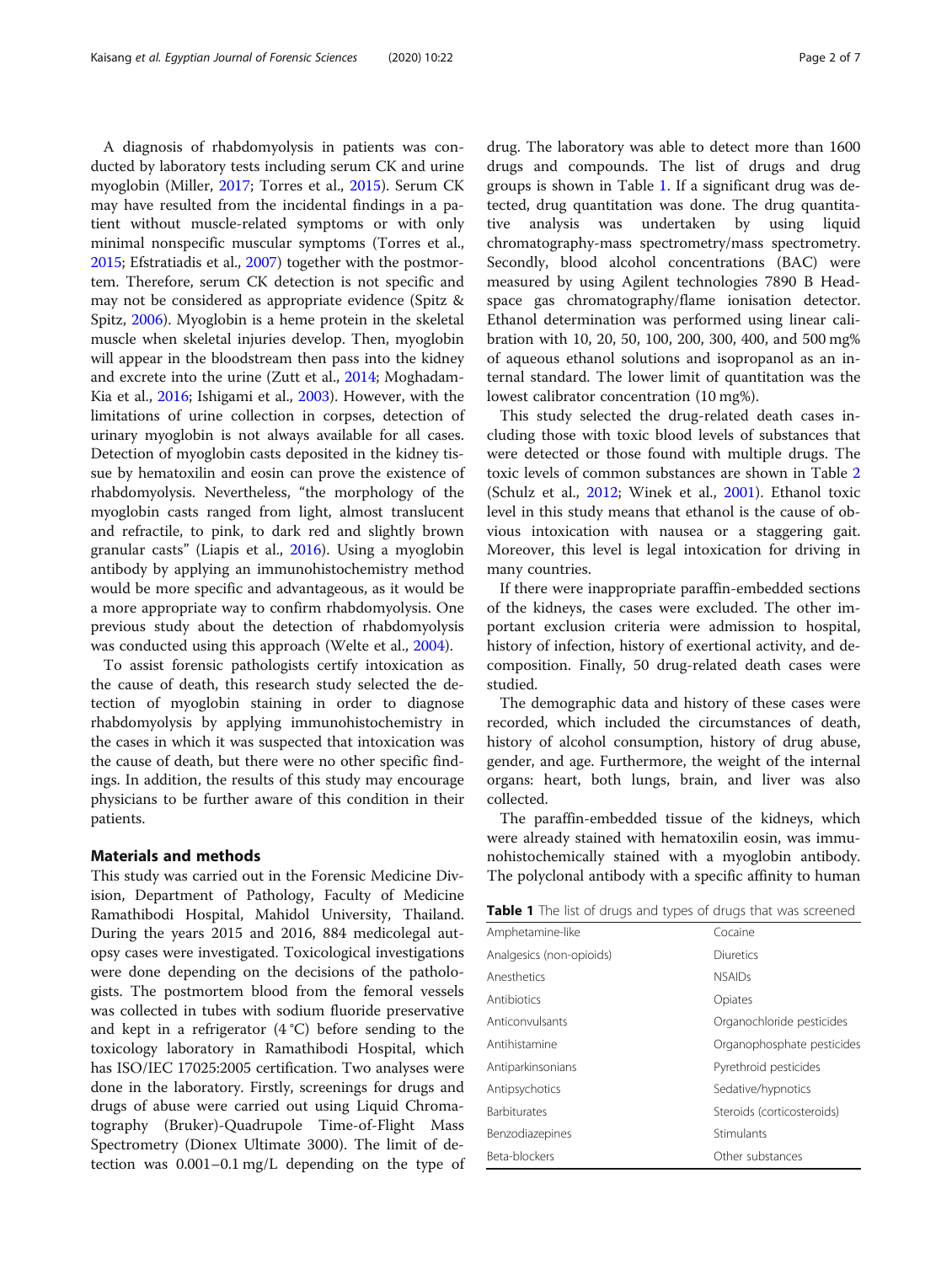A diagnosis of rhabdomyolysis in patients was conducted by laboratory tests including serum CK and urine myoglobin (Miller, 2017; Torres et al., 2015). Serum CK may have resulted from the incidental findings in a patient without muscle-related symptoms or with only minimal nonspecific muscular symptoms (Torres et al., 2015; Efstratiadis et al., 2007) together with the postmortem. Therefore, serum CK detection is not specific and may not be considered as appropriate evidence (Spitz & Spitz, 2006). Myoglobin is a heme protein in the skeletal muscle when skeletal injuries develop. Then, myoglobin will appear in the bloodstream then pass into the kidney and excrete into the urine (Zutt et al., 2014; Moghadam-Kia et al., 2016; Ishigami et al., 2003). However, with the limitations of urine collection in corpses, detection of urinary myoglobin is not always available for all cases. Detection of myoglobin casts deposited in the kidney tissue by hematoxilin and eosin can prove the existence of rhabdomyolysis. Nevertheless, "the morphology of the myoglobin casts ranged from light, almost translucent and refractile, to pink, to dark red and slightly brown granular casts" (Liapis et al., 2016). Using a myoglobin antibody by applying an immunohistochemistry method would be more specific and advantageous, as it would be a more appropriate way to confirm rhabdomyolysis. One previous study about the detection of rhabdomyolysis was conducted using this approach (Welte et al., 2004).

To assist forensic pathologists certify intoxication as the cause of death, this research study selected the detection of myoglobin staining in order to diagnose rhabdomyolysis by applying immunohistochemistry in the cases in which it was suspected that intoxication was the cause of death, but there were no other specific findings. In addition, the results of this study may encourage physicians to be further aware of this condition in their patients.

## Materials and methods

This study was carried out in the Forensic Medicine Division, Department of Pathology, Faculty of Medicine Ramathibodi Hospital, Mahidol University, Thailand. During the years 2015 and 2016, 884 medicolegal autopsy cases were investigated. Toxicological investigations were done depending on the decisions of the pathologists. The postmortem blood from the femoral vessels was collected in tubes with sodium fluoride preservative and kept in a refrigerator (4 °C) before sending to the toxicology laboratory in Ramathibodi Hospital, which has ISO/IEC 17025:2005 certification. Two analyses were done in the laboratory. Firstly, screenings for drugs and drugs of abuse were carried out using Liquid Chromatography (Bruker)-Quadrupole Time-of-Flight Mass Spectrometry (Dionex Ultimate 3000). The limit of detection was 0.001–0.1 mg/L depending on the type of drug. The laboratory was able to detect more than 1600 drugs and compounds. The list of drugs and drug groups is shown in Table 1. If a significant drug was detected, drug quantitation was done. The drug quantitative analysis was undertaken by using liquid chromatography-mass spectrometry/mass spectrometry. Secondly, blood alcohol concentrations (BAC) were measured by using Agilent technologies 7890 B Headspace gas chromatography/flame ionisation detector. Ethanol determination was performed using linear calibration with 10, 20, 50, 100, 200, 300, 400, and 500 mg% of aqueous ethanol solutions and isopropanol as an internal standard. The lower limit of quantitation was the lowest calibrator concentration (10 mg%).

This study selected the drug-related death cases including those with toxic blood levels of substances that were detected or those found with multiple drugs. The toxic levels of common substances are shown in Table 2 (Schulz et al., 2012; Winek et al., 2001). Ethanol toxic level in this study means that ethanol is the cause of obvious intoxication with nausea or a staggering gait. Moreover, this level is legal intoxication for driving in many countries.

If there were inappropriate paraffin-embedded sections of the kidneys, the cases were excluded. The other important exclusion criteria were admission to hospital, history of infection, history of exertional activity, and decomposition. Finally, 50 drug-related death cases were studied.

The demographic data and history of these cases were recorded, which included the circumstances of death, history of alcohol consumption, history of drug abuse, gender, and age. Furthermore, the weight of the internal organs: heart, both lungs, brain, and liver was also collected.

The paraffin-embedded tissue of the kidneys, which were already stained with hematoxilin eosin, was immunohistochemically stained with a myoglobin antibody. The polyclonal antibody with a specific affinity to human

**Table 1** The list of drugs and types of drugs that was screened

| | |
|---|---|
| Amphetamine-like | Cocaine |
| Analgesics (non-opioids) | Diuretics |
| Anesthetics | NSAIDs |
| Antibiotics | Opiates |
| Anticonvulsants | Organochloride pesticides |
| Antihistamine | Organophosphate pesticides |
| Antiparkinsonians | Pyrethroid pesticides |
| Antipsychotics | Sedative/hypnotics |
| Barbiturates | Steroids (corticosteroids) |
| Benzodiazepines | Stimulants |
| Beta-blockers | Other substances |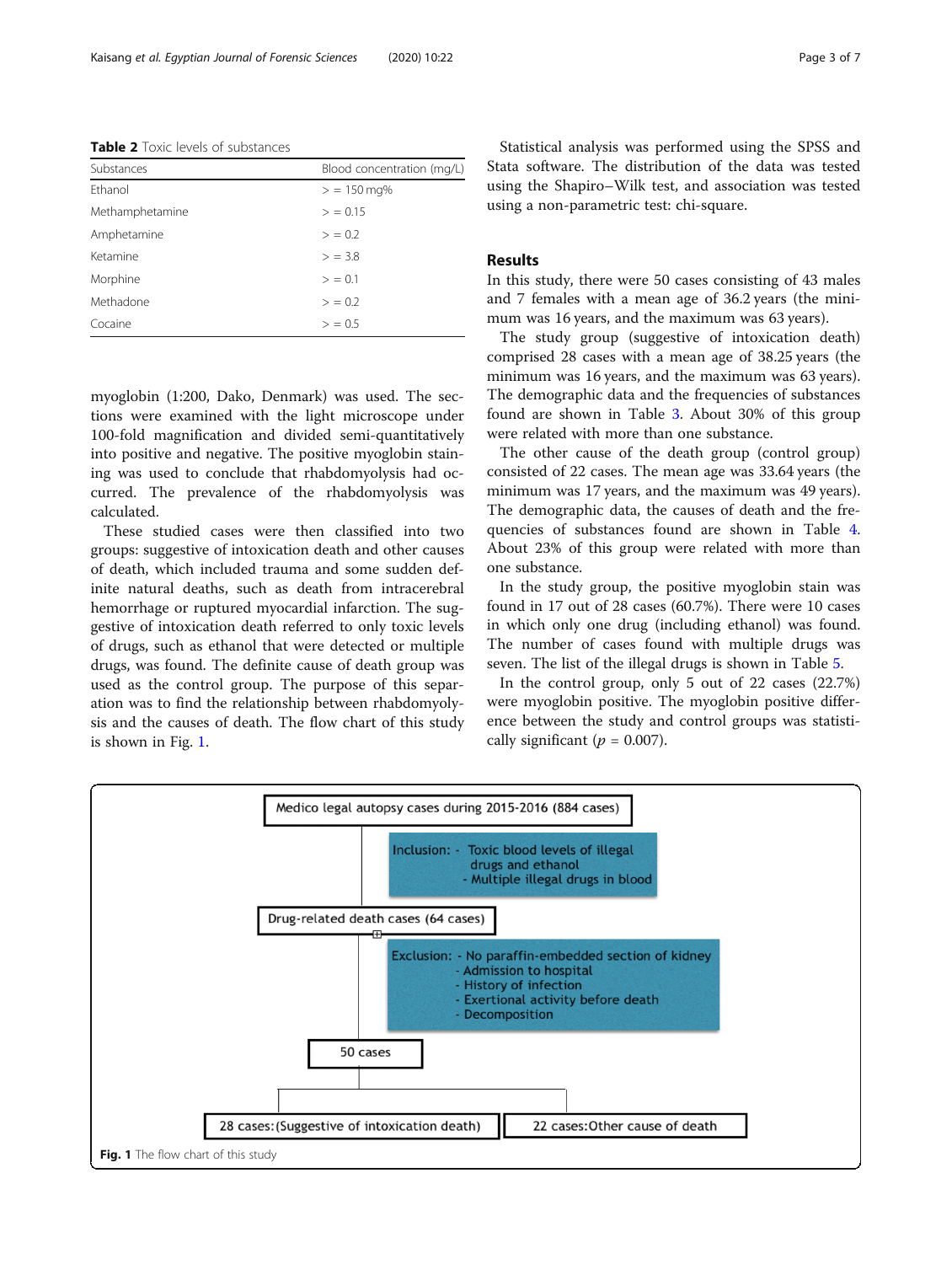**Table 2** Toxic levels of substances

| Substances | Blood concentration (mg/L) |
|---|---|
| Ethanol | > = 150 mg% |
| Methamphetamine | > = 0.15 |
| Amphetamine | > = 0.2 |
| Ketamine | > = 3.8 |
| Morphine | > = 0.1 |
| Methadone | > = 0.2 |
| Cocaine | > = 0.5 |

myoglobin (1:200, Dako, Denmark) was used. The sections were examined with the light microscope under 100-fold magnification and divided semi-quantitatively into positive and negative. The positive myoglobin staining was used to conclude that rhabdomyolysis had occurred. The prevalence of the rhabdomyolysis was calculated.

These studied cases were then classified into two groups: suggestive of intoxication death and other causes of death, which included trauma and some sudden definite natural deaths, such as death from intracerebral hemorrhage or ruptured myocardial infarction. The suggestive of intoxication death referred to only toxic levels of drugs, such as ethanol that were detected or multiple drugs, was found. The definite cause of death group was used as the control group. The purpose of this separation was to find the relationship between rhabdomyolysis and the causes of death. The flow chart of this study is shown in Fig. 1.

Statistical analysis was performed using the SPSS and Stata software. The distribution of the data was tested using the Shapiro–Wilk test, and association was tested using a non-parametric test: chi-square.

## Results

In this study, there were 50 cases consisting of 43 males and 7 females with a mean age of 36.2 years (the minimum was 16 years, and the maximum was 63 years).

The study group (suggestive of intoxication death) comprised 28 cases with a mean age of 38.25 years (the minimum was 16 years, and the maximum was 63 years). The demographic data and the frequencies of substances found are shown in Table 3. About 30% of this group were related with more than one substance.

The other cause of death group (control group) consisted of 22 cases. The mean age was 33.64 years (the minimum was 17 years, and the maximum was 49 years). The demographic data, the causes of death and the frequencies of substances found are shown in Table 4. About 23% of this group were related with more than one substance.

In the study group, the positive myoglobin stain was found in 17 out of 28 cases (60.7%). There were 10 cases in which only one drug (including ethanol) was found. The number of cases found with multiple drugs was seven. The list of the illegal drugs is shown in Table 5.

In the control group, only 5 out of 22 cases (22.7%) were myoglobin positive. The myoglobin positive difference between the study and control groups was statistically significant ($p$ = 0.007).

Medico legal autopsy cases during 2015-2016 (884 cases)

Inclusion: - Toxic blood levels of illegal drugs and ethanol
- Multiple illegal drugs in blood

Drug-related death cases (64 cases)

Exclusion: - No paraffin-embedded section of kidney
- Admission to hospital
- History of infection
- Exertional activity before death
- Decomposition

50 cases

28 cases: (Suggestive of intoxication death) | 22 cases: Other cause of death

**Fig. 1** The flow chart of this study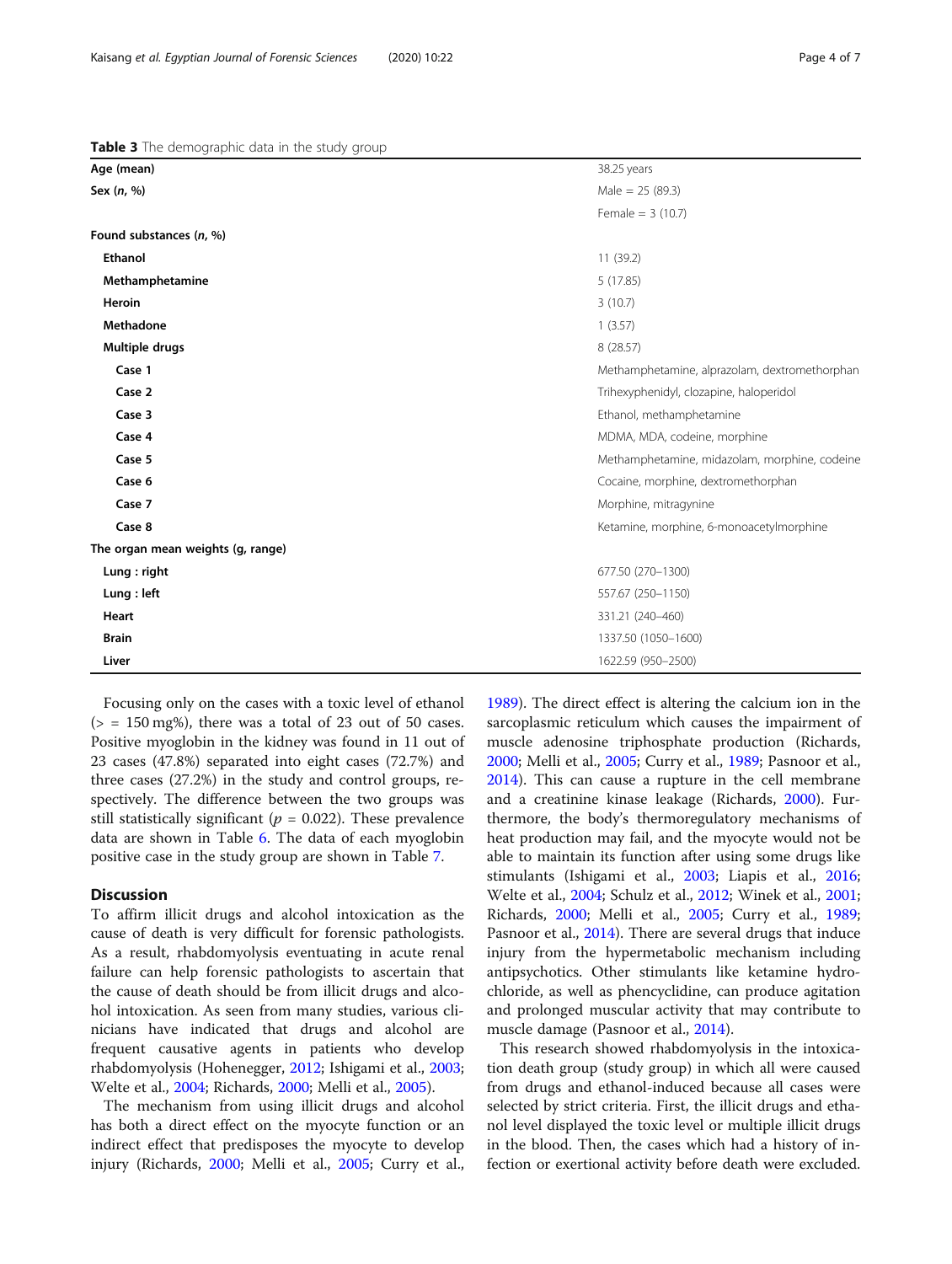**Table 3** The demographic data in the study group

| | |
|---|---|
| **Age (mean)** | 38.25 years |
| **Sex (*n*, %)** | Male = 25 (89.3) |
| | Female = 3 (10.7) |
| **Found substances (*n*, %)** | |
| **Ethanol** | 11 (39.2) |
| **Methamphetamine** | 5 (17.85) |
| **Heroin** | 3 (10.7) |
| **Methadone** | 1 (3.57) |
| **Multiple drugs** | 8 (28.57) |
| **Case 1** | Methamphetamine, alprazolam, dextromethorphan |
| **Case 2** | Trihexyphenidyl, clozapine, haloperidol |
| **Case 3** | Ethanol, methamphetamine |
| **Case 4** | MDMA, MDA, codeine, morphine |
| **Case 5** | Methamphetamine, midazolam, morphine, codeine |
| **Case 6** | Cocaine, morphine, dextromethorphan |
| **Case 7** | Morphine, mitragynine |
| **Case 8** | Ketamine, morphine, 6-monoacetylmorphine |
| **The organ mean weights (g, range)** | |
| **Lung : right** | 677.50 (270–1300) |
| **Lung : left** | 557.67 (250–1150) |
| **Heart** | 331.21 (240–460) |
| **Brain** | 1337.50 (1050–1600) |
| **Liver** | 1622.59 (950–2500) |

Focusing only on the cases with a toxic level of ethanol (> = 150 mg%), there was a total of 23 out of 50 cases. Positive myoglobin in the kidney was found in 11 out of 23 cases (47.8%) separated into eight cases (72.7%) and three cases (27.2%) in the study and control groups, respectively. The difference between the two groups was still statistically significant ($p$ = 0.022). These prevalence data are shown in Table 6. The data of each myoglobin positive case in the study group are shown in Table 7.

## Discussion

To affirm illicit drugs and alcohol intoxication as the cause of death is very difficult for forensic pathologists. As a result, rhabdomyolysis eventuating in acute renal failure can help forensic pathologists to ascertain that the cause of death should be from illicit drugs and alcohol intoxication. As seen from many studies, various clinicians have indicated that drugs and alcohol are frequent causative agents in patients who develop rhabdomyolysis (Hohenegger, 2012; Ishigami et al., 2003; Welte et al., 2004; Richards, 2000; Melli et al., 2005).

The mechanism from using illicit drugs and alcohol has both a direct effect on the myocyte function or an indirect effect that predisposes the myocyte to develop injury (Richards, 2000; Melli et al., 2005; Curry et al., 1989). The direct effect is altering the calcium ion in the sarcoplasmic reticulum which causes the impairment of muscle adenosine triphosphate production (Richards, 2000; Melli et al., 2005; Curry et al., 1989; Pasnoor et al., 2014). This can cause a rupture in the cell membrane and a creatinine kinase leakage (Richards, 2000). Furthermore, the body's thermoregulatory mechanisms of heat production may fail, and the myocyte would not be able to maintain its function after using some drugs like stimulants (Ishigami et al., 2003; Liapis et al., 2016; Welte et al., 2004; Schulz et al., 2012; Winek et al., 2001; Richards, 2000; Melli et al., 2005; Curry et al., 1989; Pasnoor et al., 2014). There are several drugs that induce injury from the hypermetabolic mechanism including antipsychotics. Other stimulants like ketamine hydrochloride, as well as phencyclidine, can produce agitation and prolonged muscular activity that may contribute to muscle damage (Pasnoor et al., 2014).

This research showed rhabdomyolysis in the intoxication death group (study group) in which all were caused from drugs and ethanol-induced because all cases were selected by strict criteria. First, the illicit drugs and ethanol level displayed the toxic level or multiple illicit drugs in the blood. Then, the cases which had a history of infection or exertional activity before death were excluded.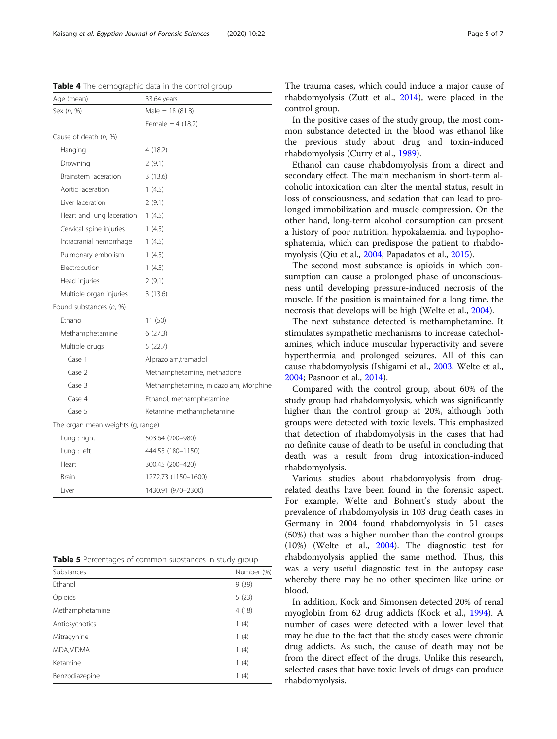**Table 4** The demographic data in the control group

| Age (mean) | 33.64 years |
| --- | --- |
| Sex (*n*, %) | Male = 18 (81.8) |
| | Female = 4 (18.2) |
| Cause of death (*n*, %) | |
| Hanging | 4 (18.2) |
| Drowning | 2 (9.1) |
| Brainstem laceration | 3 (13.6) |
| Aortic laceration | 1 (4.5) |
| Liver laceration | 2 (9.1) |
| Heart and lung laceration | 1 (4.5) |
| Cervical spine injuries | 1 (4.5) |
| Intracranial hemorrhage | 1 (4.5) |
| Pulmonary embolism | 1 (4.5) |
| Electrocution | 1 (4.5) |
| Head injuries | 2 (9.1) |
| Multiple organ injuries | 3 (13.6) |
| Found substances (*n*, %) | |
| Ethanol | 11 (50) |
| Methamphetamine | 6 (27.3) |
| Multiple drugs | 5 (22.7) |
| Case 1 | Alprazolam,tramadol |
| Case 2 | Methamphetamine, methadone |
| Case 3 | Methamphetamine, midazolam, Morphine |
| Case 4 | Ethanol, methamphetamine |
| Case 5 | Ketamine, methamphetamine |
| The organ mean weights (g, range) | |
| Lung : right | 503.64 (200–980) |
| Lung : left | 444.55 (180–1150) |
| Heart | 300.45 (200–420) |
| Brain | 1272.73 (1150–1600) |
| Liver | 1430.91 (970–2300) |

**Table 5** Percentages of common substances in study group

| Substances | Number (%) |
| --- | --- |
| Ethanol | 9 (39) |
| Opioids | 5 (23) |
| Methamphetamine | 4 (18) |
| Antipsychotics | 1 (4) |
| Mitragynine | 1 (4) |
| MDA,MDMA | 1 (4) |
| Ketamine | 1 (4) |
| Benzodiazepine | 1 (4) |

The trauma cases, which could induce a major cause of rhabdomyolysis (Zutt et al., 2014), were placed in the control group.

In the positive cases of the study group, the most common substance detected in the blood was ethanol like the previous study about drug and toxin-induced rhabdomyolysis (Curry et al., 1989).

Ethanol can cause rhabdomyolysis from a direct and secondary effect. The main mechanism in short-term alcoholic intoxication can alter the mental status, result in loss of consciousness, and sedation that can lead to prolonged immobilization and muscle compression. On the other hand, long-term alcohol consumption can present a history of poor nutrition, hypokalaemia, and hypophosphatemia, which can predispose the patient to rhabdomyolysis (Qiu et al., 2004; Papadatos et al., 2015).

The second most substance is opioids in which consumption can cause a prolonged phase of unconsciousness until developing pressure-induced necrosis of the muscle. If the position is maintained for a long time, the necrosis that develops will be high (Welte et al., 2004).

The next substance detected is methamphetamine. It stimulates sympathetic mechanisms to increase catecholamines, which induce muscular hyperactivity and severe hyperthermia and prolonged seizures. All of this can cause rhabdomyolysis (Ishigami et al., 2003; Welte et al., 2004; Pasnoor et al., 2014).

Compared with the control group, about 60% of the study group had rhabdomyolysis, which was significantly higher than the control group at 20%, although both groups were detected with toxic levels. This emphasized that detection of rhabdomyolysis in the cases that had no definite cause of death to be useful in concluding that death was a result from drug intoxication-induced rhabdomyolysis.

Various studies about rhabdomyolysis from drug-related deaths have been found in the forensic aspect. For example, Welte and Bohnert's study about the prevalence of rhabdomyolysis in 103 drug death cases in Germany in 2004 found rhabdomyolysis in 51 cases (50%) that was a higher number than the control groups (10%) (Welte et al., 2004). The diagnostic test for rhabdomyolysis applied the same method. Thus, this was a very useful diagnostic test in the autopsy case whereby there may be no other specimen like urine or blood.

In addition, Kock and Simonsen detected 20% of renal myoglobin from 62 drug addicts (Kock et al., 1994). A number of cases were detected with a lower level that may be due to the fact that the study cases were chronic drug addicts. As such, the cause of death may not be from the direct effect of the drugs. Unlike this research, selected cases that have toxic levels of drugs can produce rhabdomyolysis.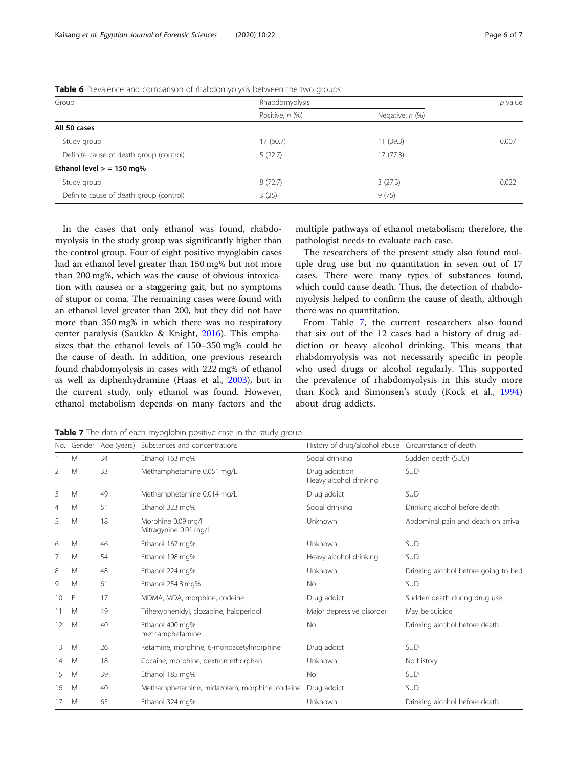**Table 6** Prevalence and comparison of rhabdomyolysis between the two groups

| Group | Rhabdomyolysis | | *p* value |
|---|---|---|---|
| | Positive, *n* (%) | Negative, *n* (%) | |
| **All 50 cases** | | | |
| Study group | 17 (60.7) | 11 (39.3) | 0.007 |
| Definite cause of death group (control) | 5 (22.7) | 17 (77.3) | |
| **Ethanol level > = 150 mg%** | | | |
| Study group | 8 (72.7) | 3 (27.3) | 0.022 |
| Definite cause of death group (control) | 3 (25) | 9 (75) | |

In the cases that only ethanol was found, rhabdomyolysis in the study group was significantly higher than the control group. Four of eight positive myoglobin cases had an ethanol level greater than 150 mg% but not more than 200 mg%, which was the cause of obvious intoxication with nausea or a staggering gait, but no symptoms of stupor or coma. The remaining cases were found with an ethanol level greater than 200, but they did not have more than 350 mg% in which there was no respiratory center paralysis (Saukko & Knight, 2016). This emphasizes that the ethanol levels of 150–350 mg% could be the cause of death. In addition, one previous research found rhabdomyolysis in cases with 222 mg% of ethanol as well as diphenhydramine (Haas et al., 2003), but in the current study, only ethanol was found. However, ethanol metabolism depends on many factors and the multiple pathways of ethanol metabolism; therefore, the pathologist needs to evaluate each case.

The researchers of the present study also found multiple drug use but no quantitation in seven out of 17 cases. There were many types of substances found, which could cause death. Thus, the detection of rhabdomyolysis helped to confirm the cause of death, although there was no quantitation.

From Table 7, the current researchers also found that six out of the 12 cases had a history of drug addiction or heavy alcohol drinking. This means that rhabdomyolysis was not necessarily specific in people who used drugs or alcohol regularly. This supported the prevalence of rhabdomyolysis in this study more than Kock and Simonsen's study (Kock et al., 1994) about drug addicts.

**Table 7** The data of each myoglobin positive case in the study group

| No. | Gender | Age (years) | Substances and concentrations | History of drug/alcohol abuse | Circumstance of death |
|---|---|---|---|---|---|
| 1 | M | 34 | Ethanol 163 mg% | Social drinking | Sudden death (SUD) |
| 2 | M | 33 | Methamphetamine 0.051 mg/L | Drug addiction<br>Heavy alcohol drinking | SUD |
| 3 | M | 49 | Methamphetamine 0.014 mg/L | Drug addict | SUD |
| 4 | M | 51 | Ethanol 323 mg% | Social drinking | Drinking alcohol before death |
| 5 | M | 18 | Morphine 0.09 mg/l<br>Mitragynine 0.01 mg/l | Unknown | Abdominal pain and death on arrival |
| 6 | M | 46 | Ethanol 167 mg% | Unknown | SUD |
| 7 | M | 54 | Ethanol 198 mg% | Heavy alcohol drinking | SUD |
| 8 | M | 48 | Ethanol 224 mg% | Unknown | Drinking alcohol before going to bed |
| 9 | M | 61 | Ethanol 254.8 mg% | No | SUD |
| 10 | F | 17 | MDMA, MDA, morphine, codeine | Drug addict | Sudden death during drug use |
| 11 | M | 49 | Trihexyphenidyl, clozapine, haloperidol | Major depressive disorder | May be suicide |
| 12 | M | 40 | Ethanol 400 mg%<br>methamphetamine | No | Drinking alcohol before death |
| 13 | M | 26 | Ketamine, morphine, 6-monoacetylmorphine | Drug addict | SUD |
| 14 | M | 18 | Cocaine, morphine, dextromethorphan | Unknown | No history |
| 15 | M | 39 | Ethanol 185 mg% | No | SUD |
| 16 | M | 40 | Methamphetamine, midazolam, morphine, codeine | Drug addict | SUD |
| 17 | M | 63 | Ethanol 324 mg% | Unknown | Drinking alcohol before death |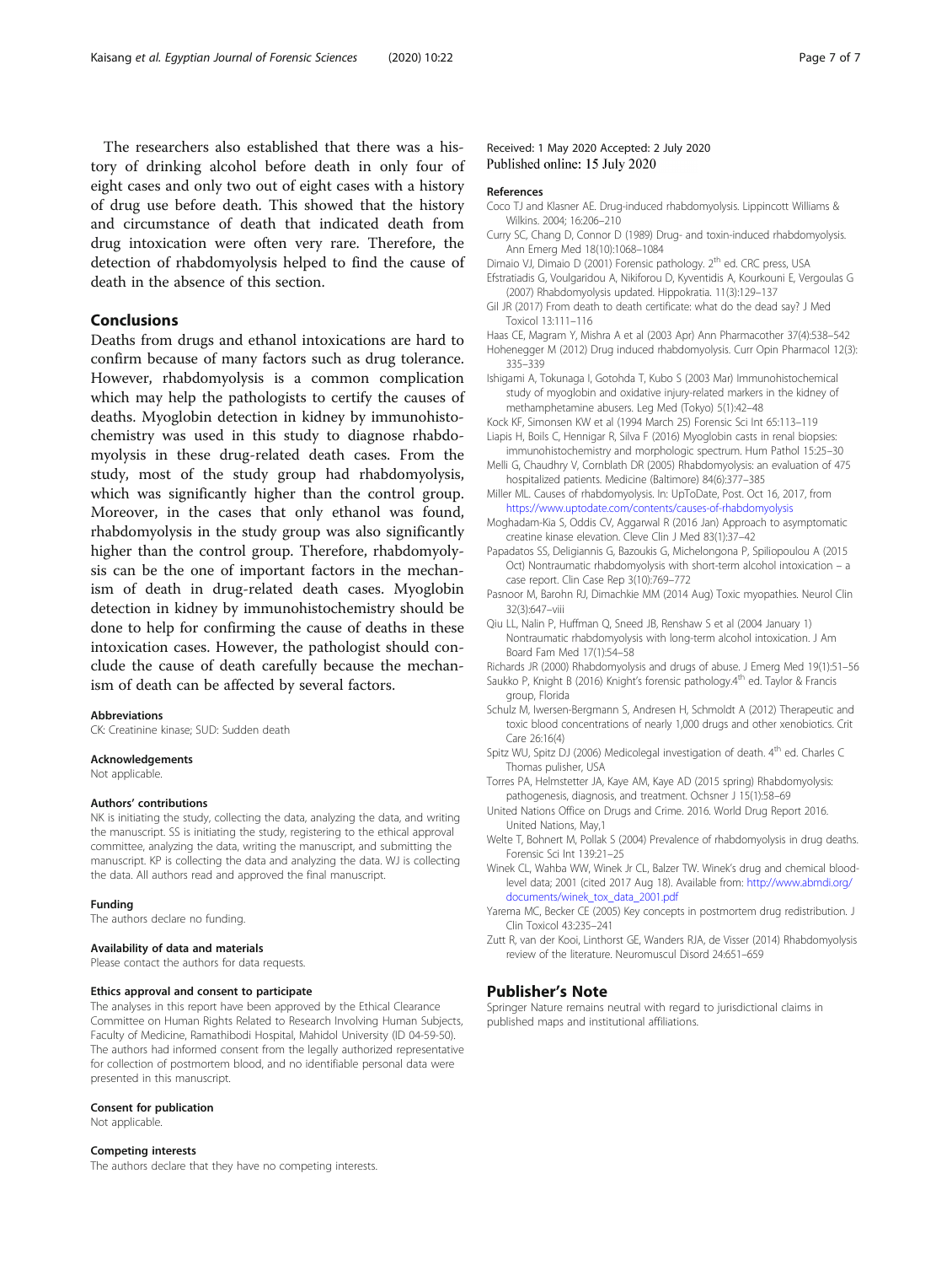The researchers also established that there was a history of drinking alcohol before death in only four of eight cases and only two out of eight cases with a history of drug use before death. This showed that the history and circumstance of death that indicated death from drug intoxication were often very rare. Therefore, the detection of rhabdomyolysis helped to find the cause of death in the absence of this section.

## Conclusions

Deaths from drugs and ethanol intoxications are hard to confirm because of many factors such as drug tolerance. However, rhabdomyolysis is a common complication which may help the pathologists to certify the causes of deaths. Myoglobin detection in kidney by immunohistochemistry was used in this study to diagnose rhabdomyolysis in these drug-related death cases. From the study, most of the study group had rhabdomyolysis, which was significantly higher than the control group. Moreover, in the cases that only ethanol was found, rhabdomyolysis in the study group was also significantly higher than the control group. Therefore, rhabdomyolysis can be the one of important factors in the mechanism of death in drug-related death cases. Myoglobin detection in kidney by immunohistochemistry should be done to help for confirming the cause of deaths in these intoxication cases. However, the pathologist should conclude the cause of death carefully because the mechanism of death can be affected by several factors.

#### Abbreviations

CK: Creatinine kinase; SUD: Sudden death

#### Acknowledgements

Not applicable.

#### Authors' contributions

NK is initiating the study, collecting the data, analyzing the data, and writing the manuscript. SS is initiating the study, registering to the ethical approval committee, analyzing the data, writing the manuscript, and submitting the manuscript. KP is collecting the data and analyzing the data. WJ is collecting the data. All authors read and approved the final manuscript.

#### Funding

The authors declare no funding.

#### Availability of data and materials

Please contact the authors for data requests.

#### Ethics approval and consent to participate

The analyses in this report have been approved by the Ethical Clearance Committee on Human Rights Related to Research Involving Human Subjects, Faculty of Medicine, Ramathibodi Hospital, Mahidol University (ID 04-59-50). The authors had informed consent from the legally authorized representative for collection of postmortem blood, and no identifiable personal data were presented in this manuscript.

#### Consent for publication

Not applicable.

#### Competing interests

The authors declare that they have no competing interests.

Received: 1 May 2020 Accepted: 2 July 2020
Published online: 15 July 2020

#### References

Coco TJ and Klasner AE. Drug-induced rhabdomyolysis. Lippincott Williams & Wilkins. 2004; 16:206–210

Curry SC, Chang D, Connor D (1989) Drug- and toxin-induced rhabdomyolysis. Ann Emerg Med 18(10):1068–1084

Dimaio VJ, Dimaio D (2001) Forensic pathology. 2th ed. CRC press, USA

Efstratiadis G, Voulgaridou A, Nikiforou D, Kyventidis A, Kourkouni E, Vergoulas G (2007) Rhabdomyolysis updated. Hippokratia. 11(3):129–137

Gil JR (2017) From death to death certificate: what do the dead say? J Med Toxicol 13:111–116

Haas CE, Magram Y, Mishra A et al (2003 Apr) Ann Pharmacother 37(4):538–542

Hohenegger M (2012) Drug induced rhabdomyolysis. Curr Opin Pharmacol 12(3): 335–339

Ishigami A, Tokunaga I, Gotohda T, Kubo S (2003 Mar) Immunohistochemical study of myoglobin and oxidative injury-related markers in the kidney of methamphetamine abusers. Leg Med (Tokyo) 5(1):42–48

Kock KF, Simonsen KW et al (1994 March 25) Forensic Sci Int 65:113–119

Liapis H, Boils C, Hennigar R, Silva F (2016) Myoglobin casts in renal biopsies: immunohistochemistry and morphologic spectrum. Hum Pathol 15:25–30

Melli G, Chaudhry V, Cornblath DR (2005) Rhabdomyolysis: an evaluation of 475 hospitalized patients. Medicine (Baltimore) 84(6):377–385

Miller ML. Causes of rhabdomyolysis. In: UpToDate, Post. Oct 16, 2017, from https://www.uptodate.com/contents/causes-of-rhabdomyolysis

Moghadam-Kia S, Oddis CV, Aggarwal R (2016 Jan) Approach to asymptomatic creatine kinase elevation. Cleve Clin J Med 83(1):37–42

Papadatos SS, Deligiannis G, Bazoukis G, Michelongona P, Spiliopoulou A (2015 Oct) Nontraumatic rhabdomyolysis with short-term alcohol intoxication – a case report. Clin Case Rep 3(10):769–772

Pasnoor M, Barohn RJ, Dimachkie MM (2014 Aug) Toxic myopathies. Neurol Clin 32(3):647–viii

Qiu LL, Nalin P, Huffman Q, Sneed JB, Renshaw S et al (2004 January 1) Nontraumatic rhabdomyolysis with long-term alcohol intoxication. J Am Board Fam Med 17(1):54–58

Richards JR (2000) Rhabdomyolysis and drugs of abuse. J Emerg Med 19(1):51–56

Saukko P, Knight B (2016) Knight's forensic pathology.4th ed. Taylor & Francis group, Florida

Schulz M, Iwersen-Bergmann S, Andresen H, Schmoldt A (2012) Therapeutic and toxic blood concentrations of nearly 1,000 drugs and other xenobiotics. Crit Care 26:16(4)

Spitz WU, Spitz DJ (2006) Medicolegal investigation of death. 4th ed. Charles C Thomas pulisher, USA

Torres PA, Helmstetter JA, Kaye AM, Kaye AD (2015 spring) Rhabdomyolysis: pathogenesis, diagnosis, and treatment. Ochsner J 15(1):58–69

United Nations Office on Drugs and Crime. 2016. World Drug Report 2016. United Nations, May,1

Welte T, Bohnert M, Pollak S (2004) Prevalence of rhabdomyolysis in drug deaths. Forensic Sci Int 139:21–25

Winek CL, Wahba WW, Winek Jr CL, Balzer TW. Winek's drug and chemical blood-level data; 2001 (cited 2017 Aug 18). Available from: http://www.abmdi.org/documents/winek_tox_data_2001.pdf

Yarema MC, Becker CE (2005) Key concepts in postmortem drug redistribution. J Clin Toxicol 43:235–241

Zutt R, van der Kooi, Linthorst GE, Wanders RJA, de Visser (2014) Rhabdomyolysis review of the literature. Neuromuscul Disord 24:651–659

## Publisher's Note

Springer Nature remains neutral with regard to jurisdictional claims in published maps and institutional affiliations.